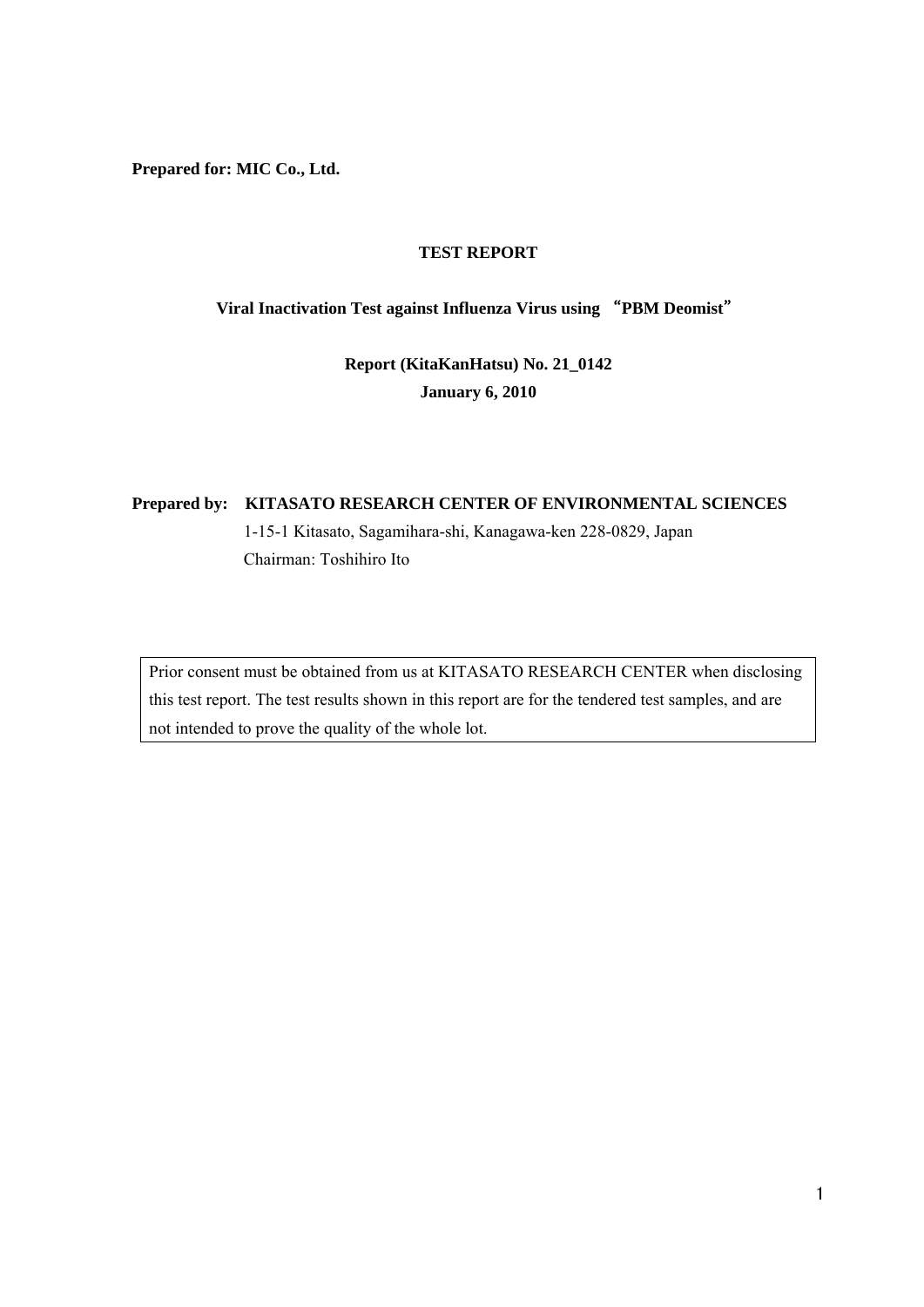**Prepared for: MIC Co., Ltd.**

# TEST REPORT

## Viral Inactivation Test against Influenza Virus using “PBM Deomist”

**Report (KitaKanHatsu) No. 21_0142**
**January 6, 2010**

**Prepared by: KITASATO RESEARCH CENTER OF ENVIRONMENTAL SCIENCES**
1-15-1 Kitasato, Sagamihara-shi, Kanagawa-ken 228-0829, Japan
Chairman: Toshihiro Ito

| Prior consent must be obtained from us at KITASATO RESEARCH CENTER when disclosing this test report. The test results shown in this report are for the tendered test samples, and are not intended to prove the quality of the whole lot. |
|---|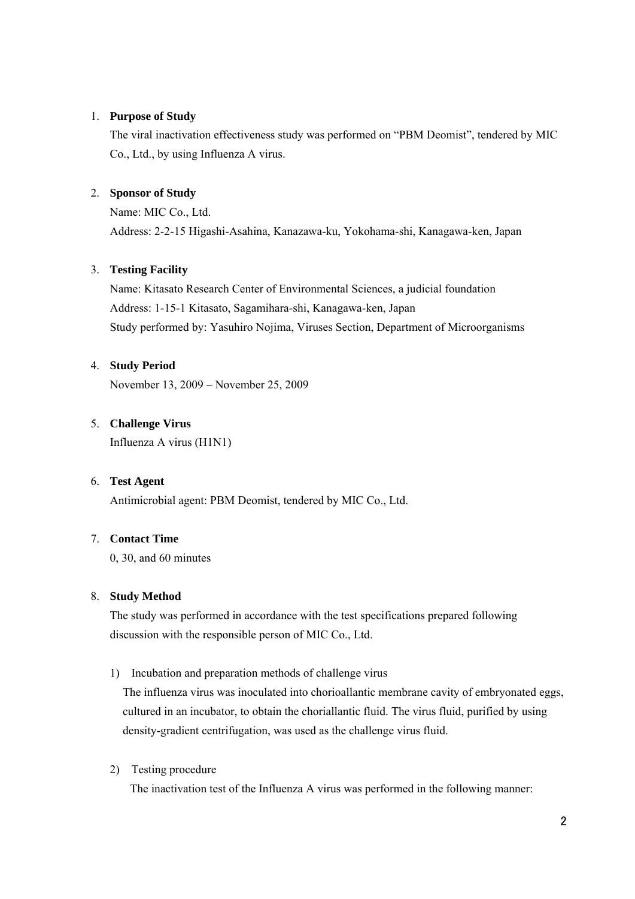1. **Purpose of Study**

   The viral inactivation effectiveness study was performed on “PBM Deomist”, tendered by MIC Co., Ltd., by using Influenza A virus.

2. **Sponsor of Study**

   Name: MIC Co., Ltd.
   Address: 2-2-15 Higashi-Asahina, Kanazawa-ku, Yokohama-shi, Kanagawa-ken, Japan

3. **Testing Facility**

   Name: Kitasato Research Center of Environmental Sciences, a judicial foundation
   Address: 1-15-1 Kitasato, Sagamihara-shi, Kanagawa-ken, Japan
   Study performed by: Yasuhiro Nojima, Viruses Section, Department of Microorganisms

4. **Study Period**

   November 13, 2009 – November 25, 2009

5. **Challenge Virus**

   Influenza A virus (H1N1)

6. **Test Agent**

   Antimicrobial agent: PBM Deomist, tendered by MIC Co., Ltd.

7. **Contact Time**

   0, 30, and 60 minutes

8. **Study Method**

   The study was performed in accordance with the test specifications prepared following discussion with the responsible person of MIC Co., Ltd.

   1) Incubation and preparation methods of challenge virus

      The influenza virus was inoculated into chorioallantic membrane cavity of embryonated eggs, cultured in an incubator, to obtain the choriallantic fluid. The virus fluid, purified by using density-gradient centrifugation, was used as the challenge virus fluid.

   2) Testing procedure

      The inactivation test of the Influenza A virus was performed in the following manner: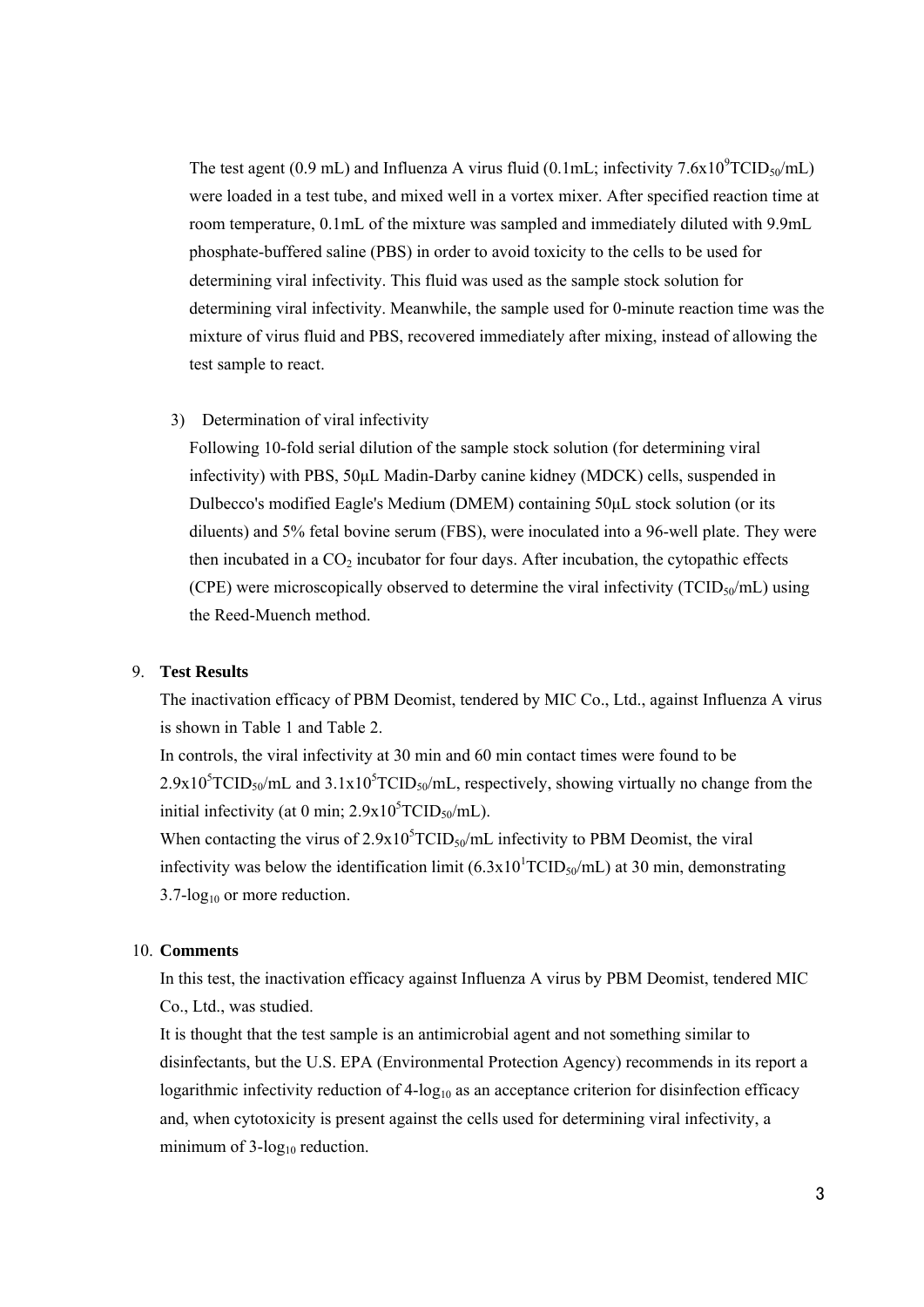The test agent (0.9 mL) and Influenza A virus fluid (0.1mL; infectivity $7.6x10^9 TCID_{50}$/mL) were loaded in a test tube, and mixed well in a vortex mixer. After specified reaction time at room temperature, 0.1mL of the mixture was sampled and immediately diluted with 9.9mL phosphate-buffered saline (PBS) in order to avoid toxicity to the cells to be used for determining viral infectivity. This fluid was used as the sample stock solution for determining viral infectivity. Meanwhile, the sample used for 0-minute reaction time was the mixture of virus fluid and PBS, recovered immediately after mixing, instead of allowing the test sample to react.

3) Determination of viral infectivity

Following 10-fold serial dilution of the sample stock solution (for determining viral infectivity) with PBS, 50μL Madin-Darby canine kidney (MDCK) cells, suspended in Dulbecco's modified Eagle's Medium (DMEM) containing 50μL stock solution (or its diluents) and 5% fetal bovine serum (FBS), were inoculated into a 96-well plate. They were then incubated in a $CO_2$ incubator for four days. After incubation, the cytopathic effects (CPE) were microscopically observed to determine the viral infectivity ($TCID_{50}$/mL) using the Reed-Muench method.

9. **Test Results**

The inactivation efficacy of PBM Deomist, tendered by MIC Co., Ltd., against Influenza A virus is shown in Table 1 and Table 2.

In controls, the viral infectivity at 30 min and 60 min contact times were found to be $2.9x10^5 TCID_{50}$/mL and $3.1x10^5 TCID_{50}$/mL, respectively, showing virtually no change from the initial infectivity (at 0 min; $2.9x10^5 TCID_{50}$/mL).

When contacting the virus of $2.9x10^5 TCID_{50}$/mL infectivity to PBM Deomist, the viral infectivity was below the identification limit ($6.3x10^1 TCID_{50}$/mL) at 30 min, demonstrating 3.7-$\log_{10}$ or more reduction.

10. **Comments**

In this test, the inactivation efficacy against Influenza A virus by PBM Deomist, tendered MIC Co., Ltd., was studied.

It is thought that the test sample is an antimicrobial agent and not something similar to disinfectants, but the U.S. EPA (Environmental Protection Agency) recommends in its report a logarithmic infectivity reduction of 4-$\log_{10}$ as an acceptance criterion for disinfection efficacy and, when cytotoxicity is present against the cells used for determining viral infectivity, a minimum of 3-$\log_{10}$ reduction.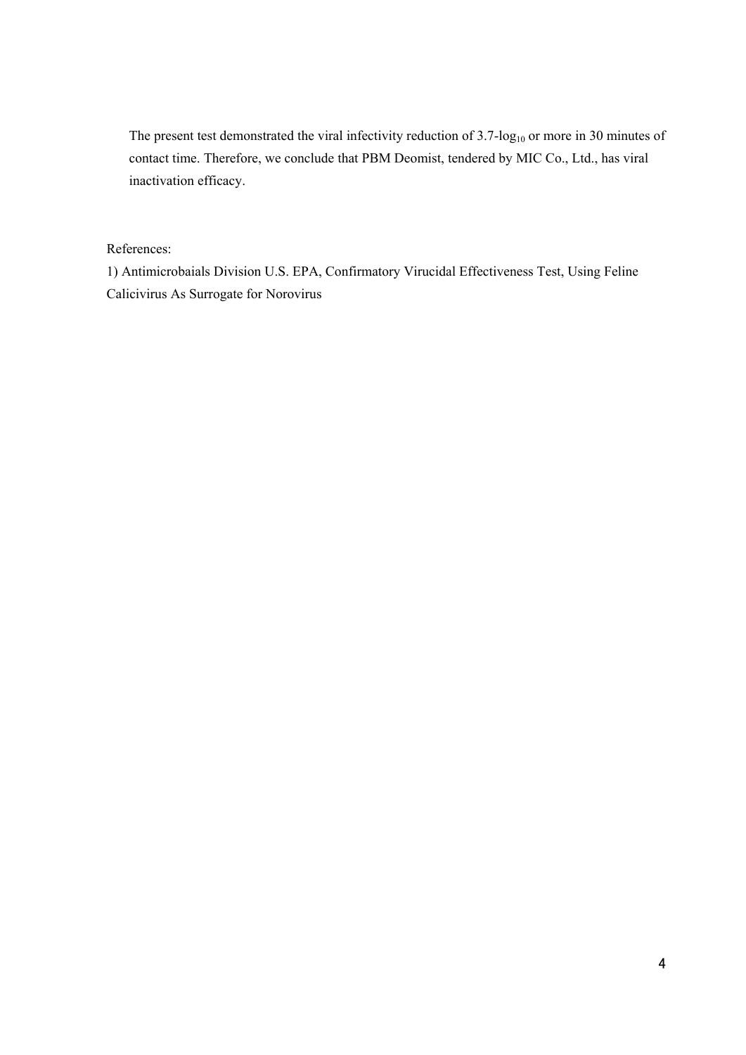The present test demonstrated the viral infectivity reduction of 3.7-$\log_{10}$ or more in 30 minutes of contact time. Therefore, we conclude that PBM Deomist, tendered by MIC Co., Ltd., has viral inactivation efficacy.

References:

1) Antimicrobaials Division U.S. EPA, Confirmatory Virucidal Effectiveness Test, Using Feline Calicivirus As Surrogate for Norovirus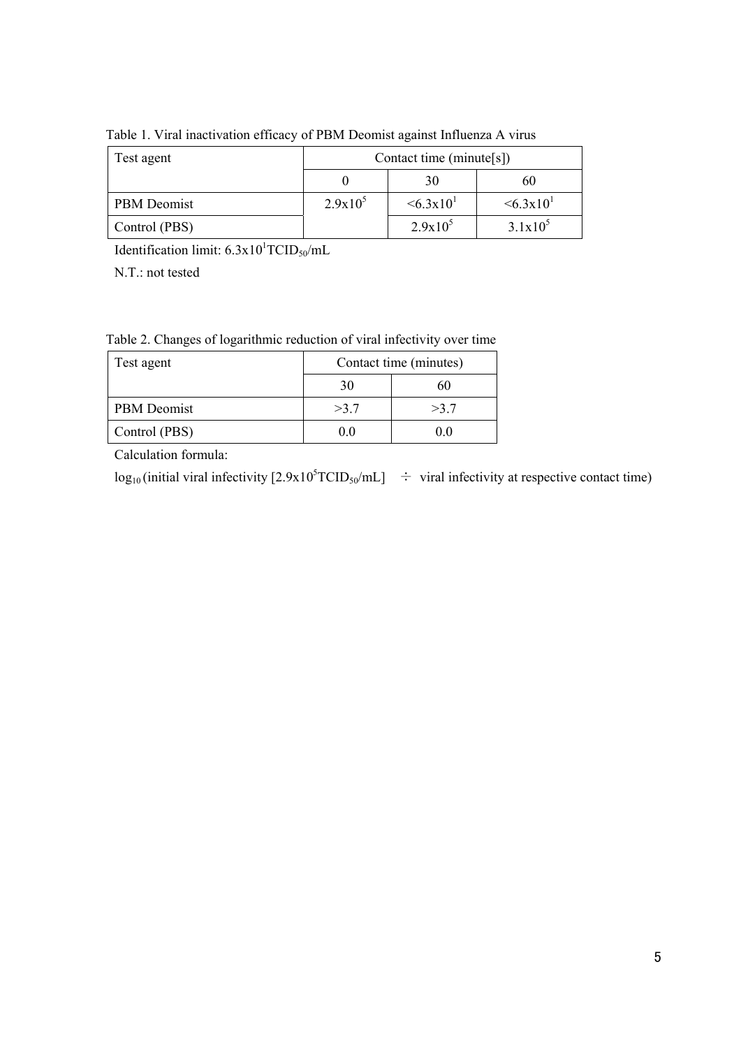Table 1. Viral inactivation efficacy of PBM Deomist against Influenza A virus

| Test agent | Contact time (minute[s]) | | |
|---|---|---|---|
| | 0 | 30 | 60 |
| PBM Deomist | $2.9x10^5$ | $<6.3x10^1$ | $<6.3x10^1$ |
| Control (PBS) | | $2.9x10^5$ | $3.1x10^5$ |

Identification limit: $6.3x10^1 TCID_{50}/mL$

N.T.: not tested

Table 2. Changes of logarithmic reduction of viral infectivity over time

| Test agent | Contact time (minutes) | |
|---|---|---|
| | 30 | 60 |
| PBM Deomist | >3.7 | >3.7 |
| Control (PBS) | 0.0 | 0.0 |

Calculation formula:

$\log_{10}$ (initial viral infectivity [$2.9x10^5 TCID_{50}/mL$] ÷ viral infectivity at respective contact time)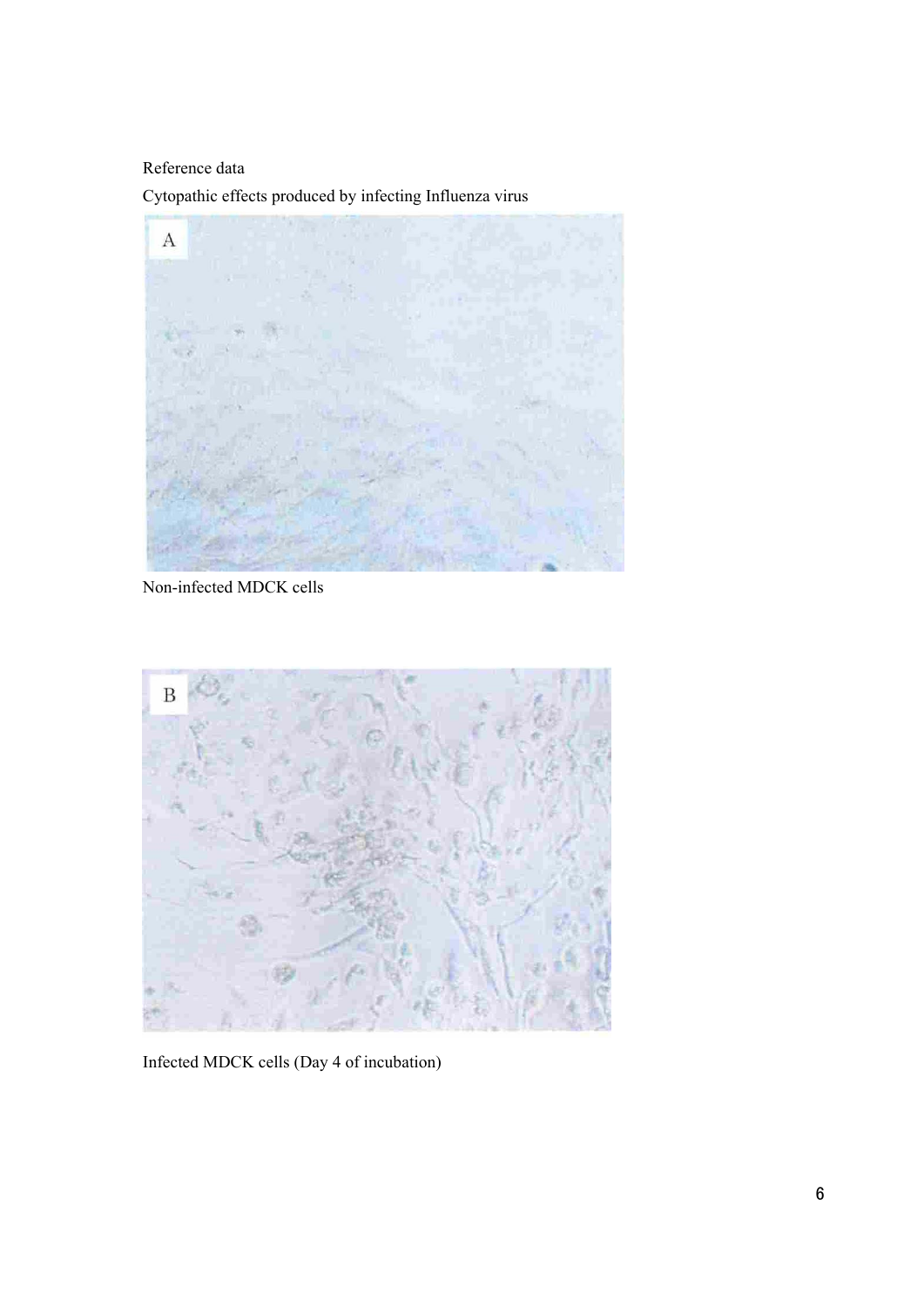Reference data

Cytopathic effects produced by infecting Influenza virus

Non-infected MDCK cells

Infected MDCK cells (Day 4 of incubation)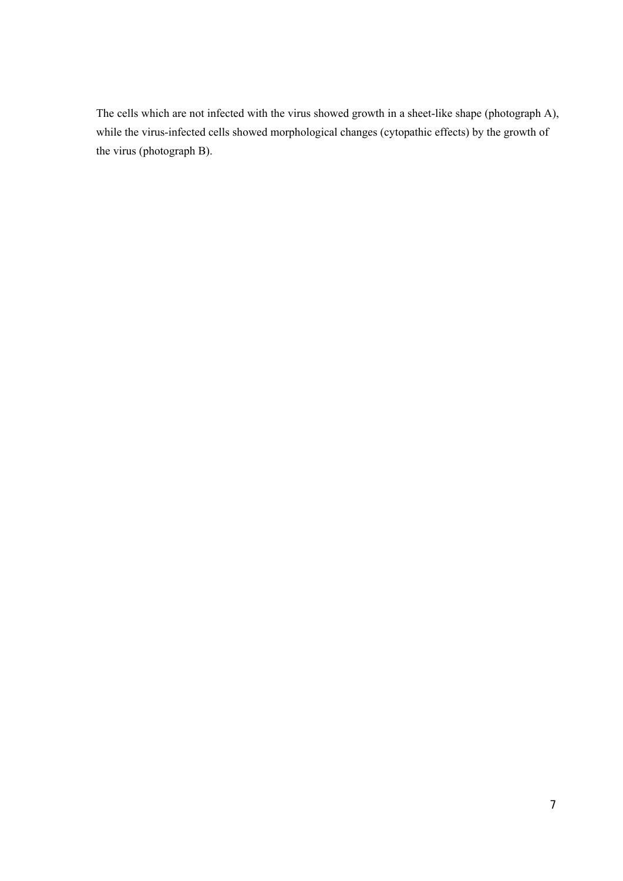The cells which are not infected with the virus showed growth in a sheet-like shape (photograph A), while the virus-infected cells showed morphological changes (cytopathic effects) by the growth of the virus (photograph B).